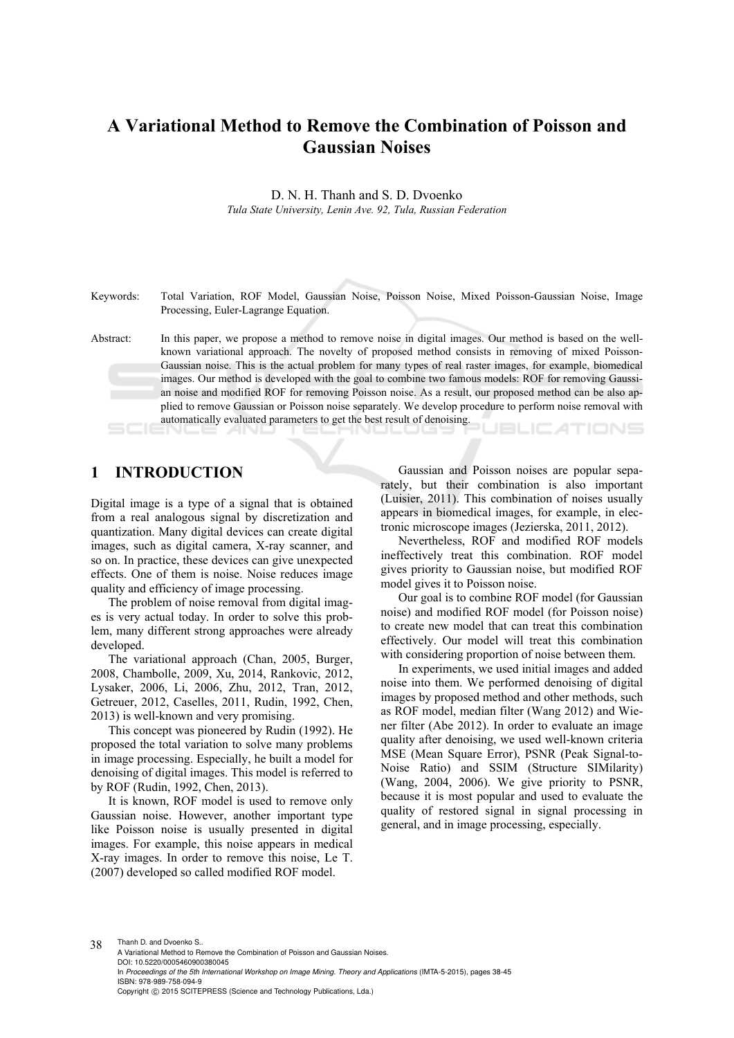# A Variational Method to Remove the Combination of Poisson and Gaussian Noises

D. N. H. Thanh and S. D. Dvoenko

*Tula State University, Lenin Ave. 92, Tula, Russian Federation*

Keywords: Total Variation, ROF Model, Gaussian Noise, Poisson Noise, Mixed Poisson-Gaussian Noise, Image Processing, Euler-Lagrange Equation.

Abstract: In this paper, we propose a method to remove noise in digital images. Our method is based on the well-known variational approach. The novelty of proposed method consists in removing of mixed Poisson-Gaussian noise. This is the actual problem for many types of real raster images, for example, biomedical images. Our method is developed with the goal to combine two famous models: ROF for removing Gaussian noise and modified ROF for removing Poisson noise. As a result, our proposed method can be also applied to remove Gaussian or Poisson noise separately. We develop procedure to perform noise removal with automatically evaluated parameters to get the best result of denoising.

## 1 INTRODUCTION

Digital image is a type of a signal that is obtained from a real analogous signal by discretization and quantization. Many digital devices can create digital images, such as digital camera, X-ray scanner, and so on. In practice, these devices can give unexpected effects. One of them is noise. Noise reduces image quality and efficiency of image processing.

The problem of noise removal from digital images is very actual today. In order to solve this problem, many different strong approaches were already developed.

The variational approach (Chan, 2005, Burger, 2008, Chambolle, 2009, Xu, 2014, Rankovic, 2012, Lysaker, 2006, Li, 2006, Zhu, 2012, Tran, 2012, Getreuer, 2012, Caselles, 2011, Rudin, 1992, Chen, 2013) is well-known and very promising.

This concept was pioneered by Rudin (1992). He proposed the total variation to solve many problems in image processing. Especially, he built a model for denoising of digital images. This model is referred to by ROF (Rudin, 1992, Chen, 2013).

It is known, ROF model is used to remove only Gaussian noise. However, another important type like Poisson noise is usually presented in digital images. For example, this noise appears in medical X-ray images. In order to remove this noise, Le T. (2007) developed so called modified ROF model.

Gaussian and Poisson noises are popular separately, but their combination is also important (Luisier, 2011). This combination of noises usually appears in biomedical images, for example, in electronic microscope images (Jezierska, 2011, 2012).

Nevertheless, ROF and modified ROF models ineffectively treat this combination. ROF model gives priority to Gaussian noise, but modified ROF model gives it to Poisson noise.

Our goal is to combine ROF model (for Gaussian noise) and modified ROF model (for Poisson noise) to create new model that can treat this combination effectively. Our model will treat this combination with considering proportion of noise between them.

In experiments, we used initial images and added noise into them. We performed denoising of digital images by proposed method and other methods, such as ROF model, median filter (Wang 2012) and Wiener filter (Abe 2012). In order to evaluate an image quality after denoising, we used well-known criteria MSE (Mean Square Error), PSNR (Peak Signal-to-Noise Ratio) and SSIM (Structure SIMilarity) (Wang, 2004, 2006). We give priority to PSNR, because it is most popular and used to evaluate the quality of restored signal in signal processing in general, and in image processing, especially.

Thanh D. and Dvoenko S..
A Variational Method to Remove the Combination of Poisson and Gaussian Noises.
DOI: 10.5220/0005460900380045
In *Proceedings of the 5th International Workshop on Image Mining. Theory and Applications* (IMTA-5-2015), pages 38-45
ISBN: 978-989-758-094-9
Copyright © 2015 SCITEPRESS (Science and Technology Publications, Lda.)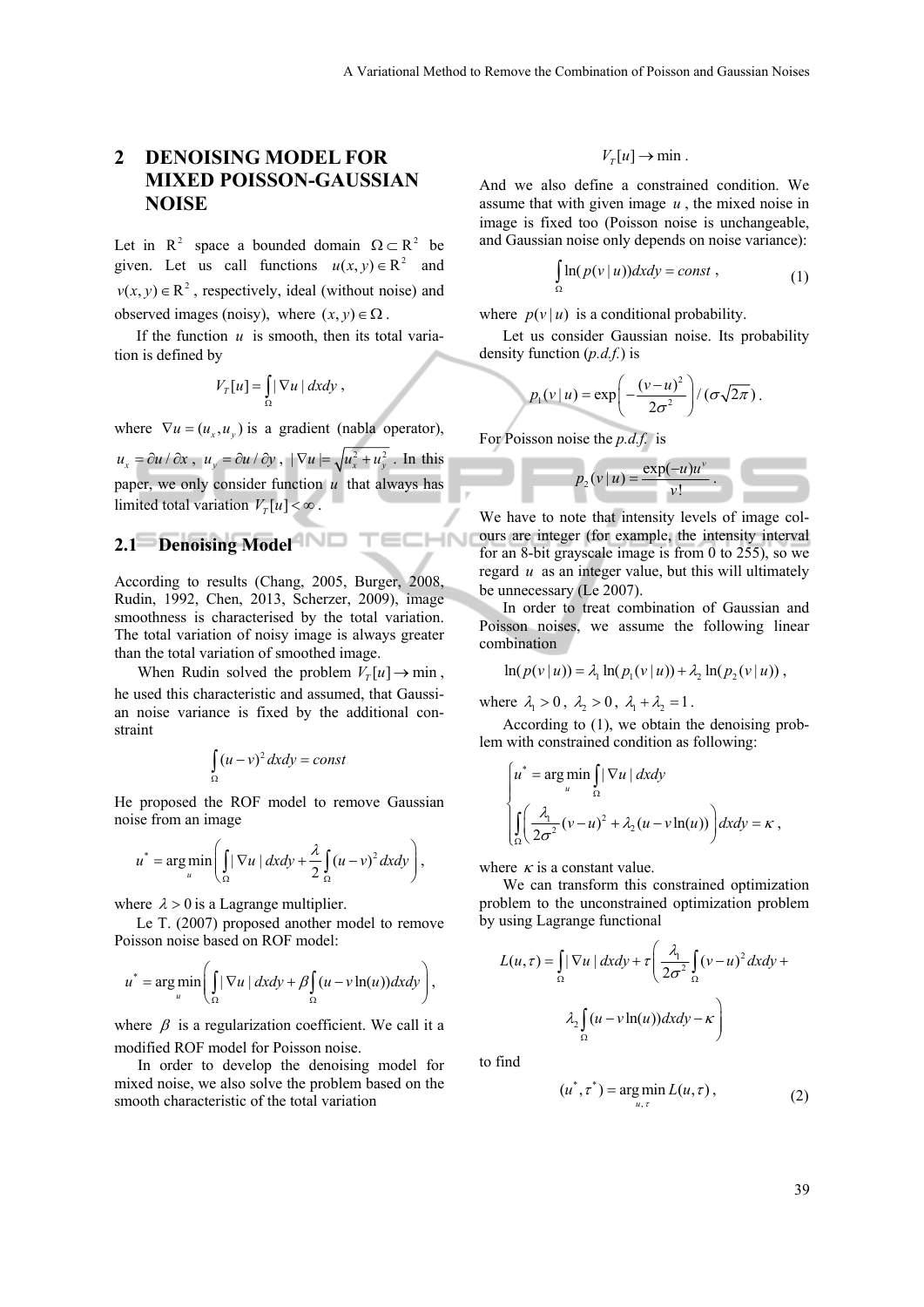## 2 DENOISING MODEL FOR MIXED POISSON-GAUSSIAN NOISE

Let in $R^2$ space a bounded domain $\Omega \subset R^2$ be given. Let us call functions $u(x,y) \in R^2$ and $v(x,y) \in R^2$, respectively, ideal (without noise) and observed images (noisy), where $(x,y) \in \Omega$.

If the function $u$ is smooth, then its total variation is defined by

$$V_T[u] = \int_\Omega |\nabla u| \, dxdy \, ,$$

where $\nabla u = (u_x, u_y)$ is a gradient (nabla operator), $u_x = \partial u / \partial x$, $u_y = \partial u / \partial y$, $|\nabla u| = \sqrt{u_x^2 + u_y^2}$. In this paper, we only consider function $u$ that always has limited total variation $V_T[u] < \infty$.

### 2.1 Denoising Model

According to results (Chang, 2005, Burger, 2008, Rudin, 1992, Chen, 2013, Scherzer, 2009), image smoothness is characterised by the total variation. The total variation of noisy image is always greater than the total variation of smoothed image.

When Rudin solved the problem $V_T[u] \to \min$, he used this characteristic and assumed, that Gaussian noise variance is fixed by the additional constraint

$$\int_\Omega (u - v)^2 dxdy = const$$

He proposed the ROF model to remove Gaussian noise from an image

$$u^* = \arg\min_u \left( \int_\Omega |\nabla u| \, dxdy + \frac{\lambda}{2} \int_\Omega (u - v)^2 dxdy \right),$$

where $\lambda > 0$ is a Lagrange multiplier.

Le T. (2007) proposed another model to remove Poisson noise based on ROF model:

$$u^* = \arg\min_u \left( \int_\Omega |\nabla u| \, dxdy + \beta \int_\Omega (u - v \ln(u)) dxdy \right),$$

where $\beta$ is a regularization coefficient. We call it a modified ROF model for Poisson noise.

In order to develop the denoising model for mixed noise, we also solve the problem based on the smooth characteristic of the total variation

$$V_T[u] \to \min .$$

And we also define a constrained condition. We assume that with given image $u$, the mixed noise in image is fixed too (Poisson noise is unchangeable, and Gaussian noise only depends on noise variance):

$$\int_\Omega \ln(p(v \mid u)) dxdy = const \, , \tag{1}$$

where $p(v \mid u)$ is a conditional probability.

Let us consider Gaussian noise. Its probability density function (*p.d.f.*) is

$$p_1(v \mid u) = \exp\left( -\frac{(v - u)^2}{2\sigma^2} \right) / (\sigma\sqrt{2\pi}) \, .$$

For Poisson noise the *p.d.f.* is

$$p_2(v \mid u) = \frac{\exp(-u) u^v}{v!} \, .$$

We have to note that intensity levels of image colours are integer (for example, the intensity interval for an 8-bit grayscale image is from 0 to 255), so we regard $u$ as an integer value, but this will ultimately be unnecessary (Le 2007).

In order to treat combination of Gaussian and Poisson noises, we assume the following linear combination

$$\ln(p(v \mid u)) = \lambda_1 \ln(p_1(v \mid u)) + \lambda_2 \ln(p_2(v \mid u)) \, ,$$

where $\lambda_1 > 0$, $\lambda_2 > 0$, $\lambda_1 + \lambda_2 = 1$.

According to (1), we obtain the denoising problem with constrained condition as following:

$$\begin{cases} u^* = \arg\min\limits_u \int_\Omega |\nabla u| \, dxdy \\ \int_\Omega \left( \frac{\lambda_1}{2\sigma^2}(v - u)^2 + \lambda_2 (u - v\ln(u)) \right) dxdy = \kappa \end{cases} ,$$

where $\kappa$ is a constant value.

We can transform this constrained optimization problem to the unconstrained optimization problem by using Lagrange functional

$$L(u,\tau) = \int_\Omega |\nabla u| \, dxdy + \tau \left( \frac{\lambda_1}{2\sigma^2} \int_\Omega (v - u)^2 dxdy + \lambda_2 \int_\Omega (u - v\ln(u)) dxdy - \kappa \right)$$

to find

$$(u^*, \tau^*) = \arg\min_{u,\tau} L(u,\tau) \, , \tag{2}$$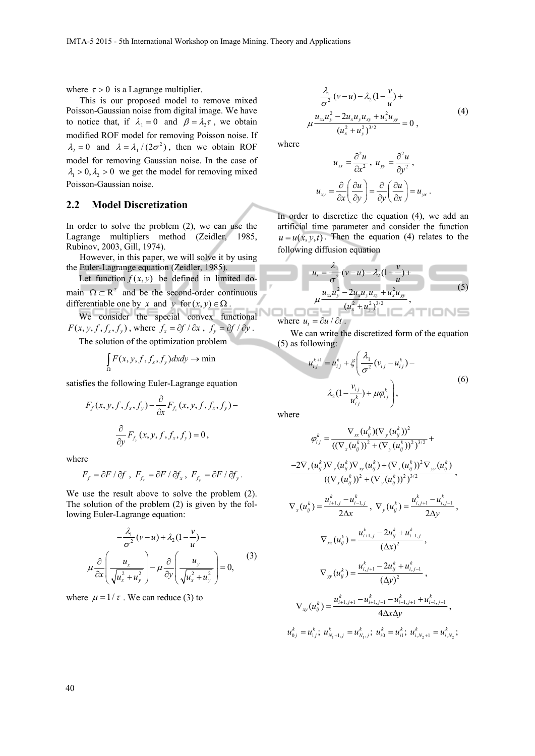where $\tau > 0$ is a Lagrange multiplier.

This is our proposed model to remove mixed Poisson-Gaussian noise from digital image. We have to notice that, if $\lambda_1 = 0$ and $\beta = \lambda_2 \tau$, we obtain modified ROF model for removing Poisson noise. If $\lambda_2 = 0$ and $\lambda = \lambda_1 / (2\sigma^2)$, then we obtain ROF model for removing Gaussian noise. In the case of $\lambda_1 > 0, \lambda_2 > 0$ we get the model for removing mixed Poisson-Gaussian noise.

## 2.2 Model Discretization

In order to solve the problem (2), we can use the Lagrange multipliers method (Zeidler, 1985, Rubinov, 2003, Gill, 1974).

However, in this paper, we will solve it by using the Euler-Lagrange equation (Zeidler, 1985).

Let function $f(x, y)$ be defined in limited domain $\Omega \subset \mathrm{R}^2$ and be the second-order continuous differentiable one by $x$ and $y$ for $(x, y) \in \Omega$.

We consider the special convex functional $F(x, y, f, f_x, f_y)$, where $f_x = \partial f / \partial x$, $f_y = \partial f / \partial y$.

The solution of the optimization problem

$$\int_{\Omega} F(x, y, f, f_x, f_y) dx dy \to \min$$

satisfies the following Euler-Lagrange equation

$$F_f(x, y, f, f_x, f_y) - \frac{\partial}{\partial x} F_{f_x}(x, y, f, f_x, f_y) - \frac{\partial}{\partial y} F_{f_y}(x, y, f, f_x, f_y) = 0,$$

where

$$F_f = \partial F / \partial f, \; F_{f_x} = \partial F / \partial f_x, \; F_{f_y} = \partial F / \partial f_y .$$

We use the result above to solve the problem (2). The solution of the problem (2) is given by the following Euler-Lagrange equation:

$$-\frac{\lambda_1}{\sigma^2}(v - u) + \lambda_2 (1 - \frac{v}{u}) - \mu \frac{\partial}{\partial x}\left( \frac{u_x}{\sqrt{u_x^2 + u_y^2}} \right) - \mu \frac{\partial}{\partial y}\left( \frac{u_y}{\sqrt{u_x^2 + u_y^2}} \right) = 0, \tag{3}$$

where $\mu = 1/\tau$. We can reduce (3) to

$$\frac{\lambda_1}{\sigma^2}(v - u) - \lambda_2 (1 - \frac{v}{u}) + \mu \frac{u_{xx} u_y^2 - 2 u_x u_y u_{xy} + u_x^2 u_{yy}}{(u_x^2 + u_y^2)^{3/2}} = 0, \tag{4}$$

where

$$u_{xx} = \frac{\partial^2 u}{\partial x^2}, \; u_{yy} = \frac{\partial^2 u}{\partial y^2},$$

$$u_{xy} = \frac{\partial}{\partial x}\left( \frac{\partial u}{\partial y} \right) = \frac{\partial}{\partial y}\left( \frac{\partial u}{\partial x} \right) = u_{yx} .$$

In order to discretize the equation (4), we add an artificial time parameter and consider the function $u = u(x, y, t)$. Then the equation (4) relates to the following diffusion equation

$$u_t = \frac{\lambda_1}{\sigma^2}(v - u) - \lambda_2 (1 - \frac{v}{u}) + \mu \frac{u_{xx} u_y^2 - 2 u_x u_y u_{xy} + u_x^2 u_{yy}}{(u_x^2 + u_y^2)^{3/2}}, \tag{5}$$

where $u_t = \partial u / \partial t$.

We can write the discretized form of the equation (5) as following:

$$u_{ij}^{k+1} = u_{ij}^k + \xi \left( \frac{\lambda_1}{\sigma^2}(v_{ij} - u_{ij}^k) - \lambda_2 (1 - \frac{v_{ij}}{u_{ij}^k}) + \mu \varphi_{ij}^k \right), \tag{6}$$

where

$$\varphi_{ij}^k = \frac{\nabla_{xx}(u_{ij}^k)(\nabla_y(u_{ij}^k))^2}{((\nabla_x(u_{ij}^k))^2 + (\nabla_y(u_{ij}^k))^2)^{3/2}} + \frac{-2\nabla_x(u_{ij}^k)\nabla_y(u_{ij}^k)\nabla_{xy}(u_{ij}^k) + (\nabla_x(u_{ij}^k))^2 \nabla_{yy}(u_{ij}^k)}{((\nabla_x(u_{ij}^k))^2 + (\nabla_y(u_{ij}^k))^2)^{3/2}},$$

$$\nabla_x(u_{ij}^k) = \frac{u_{i+1,j}^k - u_{i-1,j}^k}{2\Delta x}, \; \nabla_y(u_{ij}^k) = \frac{u_{i,j+1}^k - u_{i,j-1}^k}{2\Delta y},$$

$$\nabla_{xx}(u_{ij}^k) = \frac{u_{i+1,j}^k - 2u_{ij}^k + u_{i-1,j}^k}{(\Delta x)^2},$$

$$\nabla_{yy}(u_{ij}^k) = \frac{u_{i,j+1}^k - 2u_{ij}^k + u_{i,j-1}^k}{(\Delta y)^2},$$

$$\nabla_{xy}(u_{ij}^k) = \frac{u_{i+1,j+1}^k - u_{i+1,j-1}^k - u_{i-1,j+1}^k + u_{i-1,j-1}^k}{4\Delta x \Delta y},$$

$$u_{0j}^k = u_{1j}^k; \; u_{N_1+1,j}^k = u_{N_1,j}^k; \; u_{i0}^k = u_{i1}^k; \; u_{i,N_2+1}^k = u_{i,N_2}^k;$$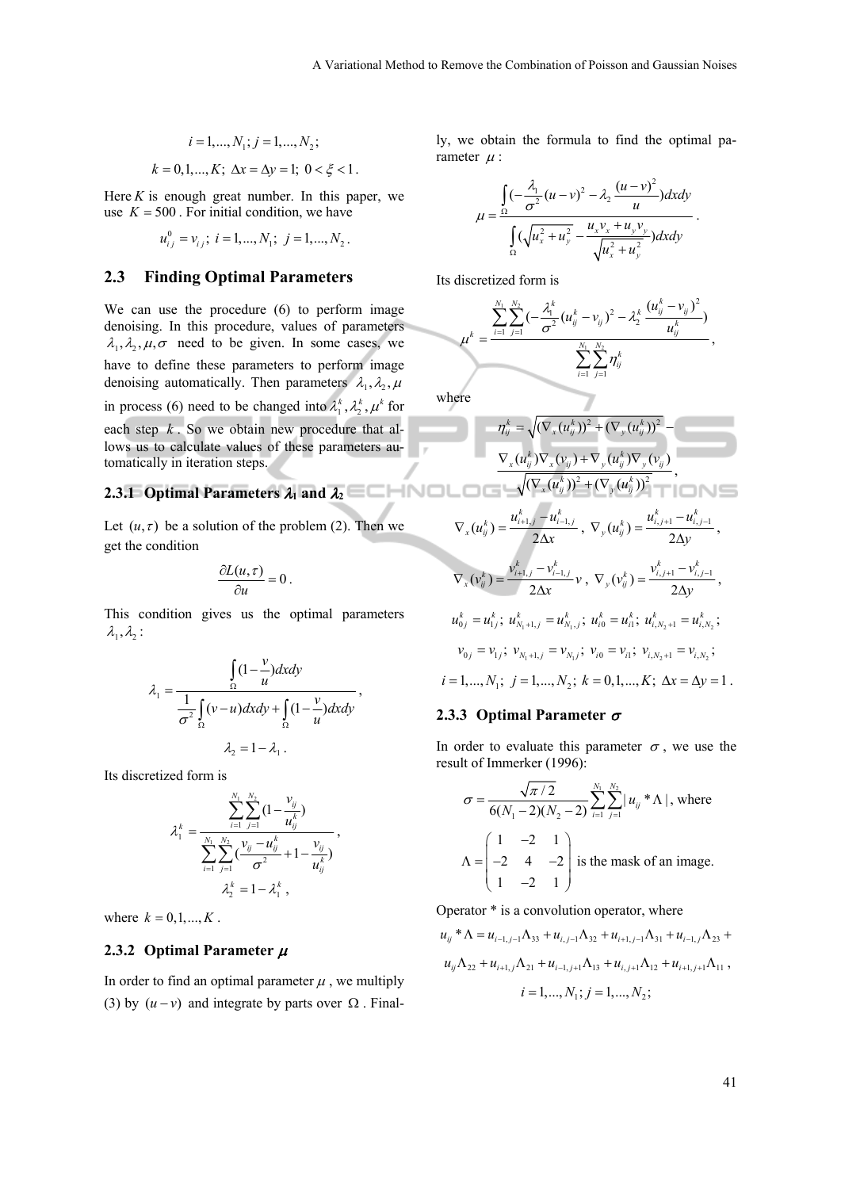$$i = 1,...,N_1; j = 1,...,N_2;$$

$$k = 0,1,...,K;\ \Delta x = \Delta y = 1;\ 0 < \xi < 1.$$

Here $K$ is enough great number. In this paper, we use $K = 500$. For initial condition, we have

$$u_{ij}^0 = v_{ij};\ i = 1,...,N_1;\ j = 1,...,N_2.$$

## 2.3 Finding Optimal Parameters

We can use the procedure (6) to perform image denoising. In this procedure, values of parameters $\lambda_1, \lambda_2, \mu, \sigma$ need to be given. In some cases, we have to define these parameters to perform image denoising automatically. Then parameters $\lambda_1, \lambda_2, \mu$ in process (6) need to be changed into $\lambda_1^k, \lambda_2^k, \mu^k$ for each step $k$. So we obtain new procedure that allows us to calculate values of these parameters automatically in iteration steps.

### 2.3.1 Optimal Parameters $\lambda_1$ and $\lambda_2$

Let $(u, \tau)$ be a solution of the problem (2). Then we get the condition

$$\frac{\partial L(u,\tau)}{\partial u} = 0.$$

This condition gives us the optimal parameters $\lambda_1, \lambda_2$:

$$\lambda_1 = \frac{\int_\Omega (1 - \frac{v}{u})dxdy}{\frac{1}{\sigma^2}\int_\Omega (v-u)dxdy + \int_\Omega (1-\frac{v}{u})dxdy},$$

$$\lambda_2 = 1 - \lambda_1.$$

Its discretized form is

$$\lambda_1^k = \frac{\sum_{i=1}^{N_1}\sum_{j=1}^{N_2}(1 - \frac{v_{ij}}{u_{ij}^k})}{\sum_{i=1}^{N_1}\sum_{j=1}^{N_2}(\frac{v_{ij} - u_{ij}^k}{\sigma^2} + 1 - \frac{v_{ij}}{u_{ij}^k})},$$

$$\lambda_2^k = 1 - \lambda_1^k,$$

where $k = 0,1,...,K$.

### 2.3.2 Optimal Parameter $\mu$

In order to find an optimal parameter $\mu$, we multiply (3) by $(u - v)$ and integrate by parts over $\Omega$. Finally, we obtain the formula to find the optimal parameter $\mu$:

$$\mu = \frac{\int_\Omega (-\frac{\lambda_1}{\sigma^2}(u-v)^2 - \lambda_2 \frac{(u-v)^2}{u})dxdy}{\int_\Omega (\sqrt{u_x^2 + u_y^2} - \frac{u_x v_x + u_y v_y}{\sqrt{u_x^2 + u_y^2}})dxdy}.$$

Its discretized form is

$$\mu^k = \frac{\sum_{i=1}^{N_1}\sum_{j=1}^{N_2}(-\frac{\lambda_1^k}{\sigma^2}(u_{ij}^k - v_{ij})^2 - \lambda_2^k \frac{(u_{ij}^k - v_{ij})^2}{u_{ij}^k})}{\sum_{i=1}^{N_1}\sum_{j=1}^{N_2}\eta_{ij}^k},$$

where

$$\eta_{ij}^k = \sqrt{(\nabla_x(u_{ij}^k))^2 + (\nabla_y(u_{ij}^k))^2} - \frac{\nabla_x(u_{ij}^k)\nabla_x(v_{ij}) + \nabla_y(u_{ij}^k)\nabla_y(v_{ij})}{\sqrt{(\nabla_x(u_{ij}^k))^2 + (\nabla_y(u_{ij}^k))^2}},$$

$$\nabla_x(u_{ij}^k) = \frac{u_{i+1,j}^k - u_{i-1,j}^k}{2\Delta x},\ \nabla_y(u_{ij}^k) = \frac{u_{i,j+1}^k - u_{i,j-1}^k}{2\Delta y},$$

$$\nabla_x(v_{ij}^k) = \frac{v_{i+1,j}^k - v_{i-1,j}^k}{2\Delta x}v,\ \nabla_y(v_{ij}^k) = \frac{v_{i,j+1}^k - v_{i,j-1}^k}{2\Delta y},$$

$$u_{0j}^k = u_{1j}^k;\ u_{N_1+1,j}^k = u_{N_1,j}^k;\ u_{i0}^k = u_{i1}^k;\ u_{i,N_2+1}^k = u_{i,N_2}^k;$$

$$v_{0j} = v_{1j};\ v_{N_1+1,j} = v_{N_1 j};\ v_{i0} = v_{i1};\ v_{i,N_2+1} = v_{i,N_2};$$

$$i = 1,...,N_1;\ j = 1,...,N_2;\ k = 0,1,...,K;\ \Delta x = \Delta y = 1.$$

### 2.3.3 Optimal Parameter $\sigma$

In order to evaluate this parameter $\sigma$, we use the result of Immerker (1996):

$$\sigma = \frac{\sqrt{\pi/2}}{6(N_1 - 2)(N_2 - 2)}\sum_{i=1}^{N_1}\sum_{j=1}^{N_2}|u_{ij} * \Lambda|, \text{ where}$$

$$\Lambda = \begin{pmatrix} 1 & -2 & 1 \\ -2 & 4 & -2 \\ 1 & -2 & 1 \end{pmatrix} \text{ is the mask of an image.}$$

Operator * is a convolution operator, where

$$u_{ij} * \Lambda = u_{i-1,j-1}\Lambda_{33} + u_{i,j-1}\Lambda_{32} + u_{i+1,j-1}\Lambda_{31} + u_{i-1,j}\Lambda_{23} +$$

$$u_{ij}\Lambda_{22} + u_{i+1,j}\Lambda_{21} + u_{i-1,j+1}\Lambda_{13} + u_{i,j+1}\Lambda_{12} + u_{i+1,j+1}\Lambda_{11},$$

$$i = 1,...,N_1; j = 1,...,N_2;$$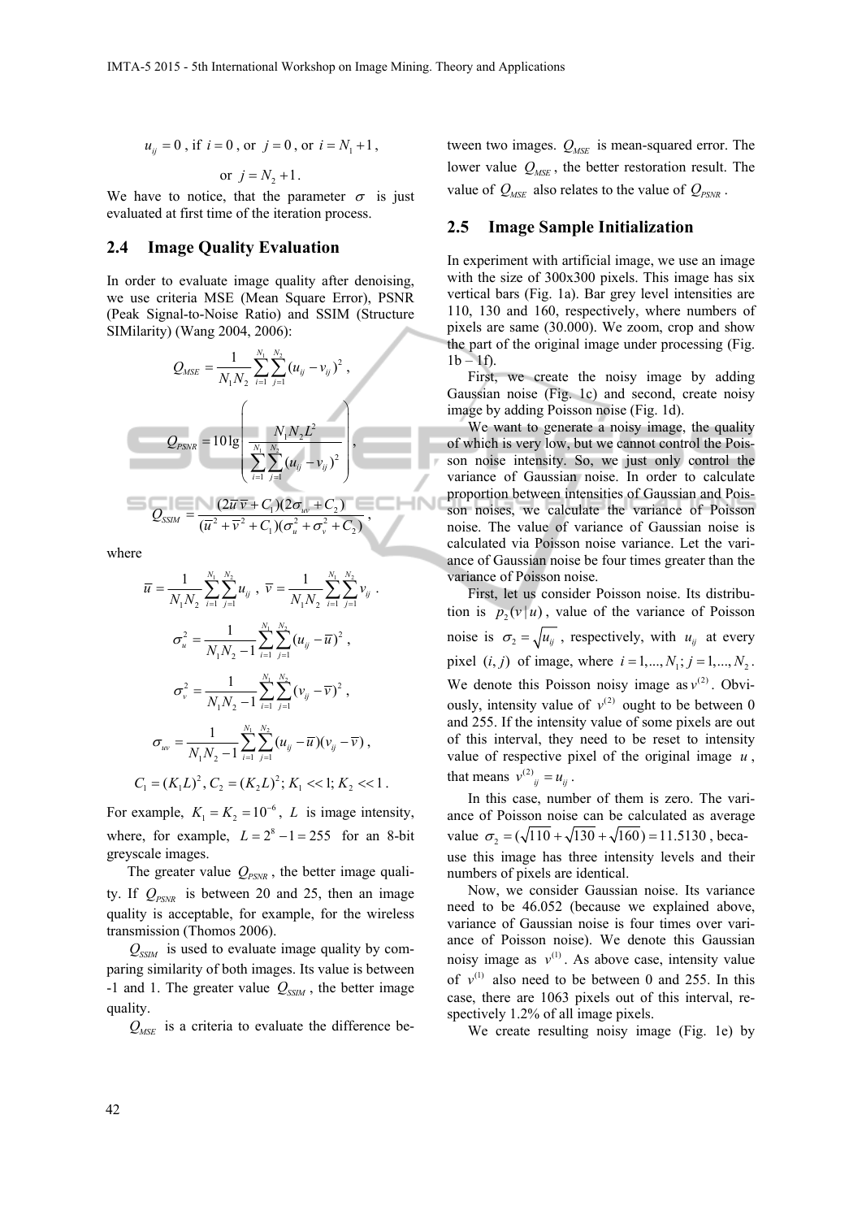$u_{ij} = 0$ , if $i = 0$ , or $j = 0$ , or $i = N_1 + 1$ ,

or $j = N_2 + 1$ .

We have to notice, that the parameter $\sigma$ is just evaluated at first time of the iteration process.

## 2.4 Image Quality Evaluation

In order to evaluate image quality after denoising, we use criteria MSE (Mean Square Error), PSNR (Peak Signal-to-Noise Ratio) and SSIM (Structure SIMilarity) (Wang 2004, 2006):

$$Q_{MSE} = \frac{1}{N_1 N_2} \sum_{i=1}^{N_1} \sum_{j=1}^{N_2} (u_{ij} - v_{ij})^2 ,$$

$$Q_{PSNR} = 10 \lg \left( \frac{N_1 N_2 L^2}{\sum_{i=1}^{N_1} \sum_{j=1}^{N_2} (u_{ij} - v_{ij})^2} \right),$$

$$Q_{SSIM} = \frac{(2\overline{u}\,\overline{v} + C_1)(2\sigma_{uv} + C_2)}{(\overline{u}^2 + \overline{v}^2 + C_1)(\sigma_u^2 + \sigma_v^2 + C_2)} ,$$

where

$$\overline{u} = \frac{1}{N_1 N_2} \sum_{i=1}^{N_1} \sum_{j=1}^{N_2} u_{ij} , \ \overline{v} = \frac{1}{N_1 N_2} \sum_{i=1}^{N_1} \sum_{j=1}^{N_2} v_{ij} .$$

$$\sigma_u^2 = \frac{1}{N_1 N_2 - 1} \sum_{i=1}^{N_1} \sum_{j=1}^{N_2} (u_{ij} - \overline{u})^2 ,$$

$$\sigma_v^2 = \frac{1}{N_1 N_2 - 1} \sum_{i=1}^{N_1} \sum_{j=1}^{N_2} (v_{ij} - \overline{v})^2 ,$$

$$\sigma_{uv} = \frac{1}{N_1 N_2 - 1} \sum_{i=1}^{N_1} \sum_{j=1}^{N_2} (u_{ij} - \overline{u})(v_{ij} - \overline{v}) ,$$

$$C_1 = (K_1 L)^2 , C_2 = (K_2 L)^2 ; K_1 << 1; K_2 << 1 .$$

For example, $K_1 = K_2 = 10^{-6}$ , $L$ is image intensity, where, for example, $L = 2^8 - 1 = 255$ for an 8-bit greyscale images.

The greater value $Q_{PSNR}$ , the better image quality. If $Q_{PSNR}$ is between 20 and 25, then an image quality is acceptable, for example, for the wireless transmission (Thomos 2006).

$Q_{SSIM}$ is used to evaluate image quality by comparing similarity of both images. Its value is between -1 and 1. The greater value $Q_{SSIM}$ , the better image quality.

$Q_{MSE}$ is a criteria to evaluate the difference between two images. $Q_{MSE}$ is mean-squared error. The lower value $Q_{MSE}$ , the better restoration result. The value of $Q_{MSE}$ also relates to the value of $Q_{PSNR}$ .

## 2.5 Image Sample Initialization

In experiment with artificial image, we use an image with the size of 300x300 pixels. This image has six vertical bars (Fig. 1a). Bar grey level intensities are 110, 130 and 160, respectively, where numbers of pixels are same (30.000). We zoom, crop and show the part of the original image under processing (Fig. 1b – 1f).

First, we create the noisy image by adding Gaussian noise (Fig. 1c) and second, create noisy image by adding Poisson noise (Fig. 1d).

We want to generate a noisy image, the quality of which is very low, but we cannot control the Poisson noise intensity. So, we just only control the variance of Gaussian noise. In order to calculate proportion between intensities of Gaussian and Poisson noises, we calculate the variance of Poisson noise. The value of variance of Gaussian noise is calculated via Poisson noise variance. Let the variance of Gaussian noise be four times greater than the variance of Poisson noise.

First, let us consider Poisson noise. Its distribution is $p_2(v \mid u)$ , value of the variance of Poisson noise is $\sigma_2 = \sqrt{u_{ij}}$ , respectively, with $u_{ij}$ at every pixel $(i, j)$ of image, where $i = 1,..., N_1; j = 1,..., N_2$ . We denote this Poisson noisy image as $v^{(2)}$ . Obviously, intensity value of $v^{(2)}$ ought to be between 0 and 255. If the intensity value of some pixels are out of this interval, they need to be reset to intensity value of respective pixel of the original image $u$ , that means $v^{(2)}{}_{ij} = u_{ij}$ .

In this case, number of them is zero. The variance of Poisson noise can be calculated as average value $\sigma_2 = (\sqrt{110} + \sqrt{130} + \sqrt{160}) = 11.5130$ , because this image has three intensity levels and their numbers of pixels are identical.

Now, we consider Gaussian noise. Its variance need to be 46.052 (because we explained above, variance of Gaussian noise is four times over variance of Poisson noise). We denote this Gaussian noisy image as $v^{(1)}$ . As above case, intensity value of $v^{(1)}$ also need to be between 0 and 255. In this case, there are 1063 pixels out of this interval, respectively 1.2% of all image pixels.

We create resulting noisy image (Fig. 1e) by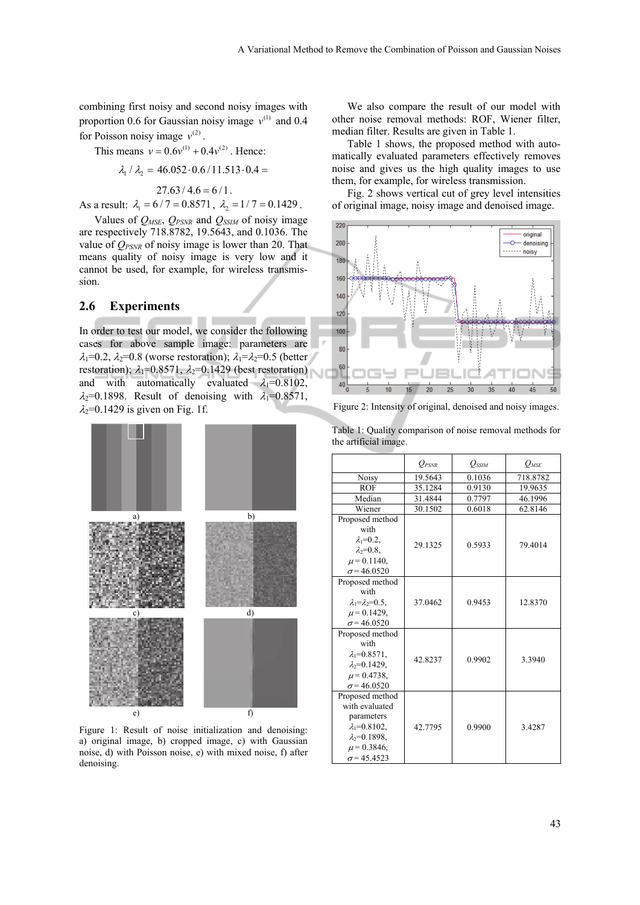combining first noisy and second noisy images with proportion 0.6 for Gaussian noisy image $v^{(1)}$ and 0.4 for Poisson noisy image $v^{(2)}$.

This means $v = 0.6v^{(1)} + 0.4v^{(2)}$. Hence:

$$\lambda_1 / \lambda_2 = 46.052 \cdot 0.6 / 11.513 \cdot 0.4 =$$

$$27.63 / 4.6 = 6/1.$$

As a result: $\lambda_1 = 6/7 = 0.8571$, $\lambda_2 = 1/7 = 0.1429$.

Values of $Q_{MSE}$, $Q_{PSNR}$ and $Q_{SSIM}$ of noisy image are respectively 718.8782, 19.5643, and 0.1036. The value of $Q_{PSNR}$ of noisy image is lower than 20. That means quality of noisy image is very low and it cannot be used, for example, for wireless transmission.

## 2.6 Experiments

In order to test our model, we consider the following cases for above sample image: parameters are $\lambda_1$=0.2, $\lambda_2$=0.8 (worse restoration); $\lambda_1$=$\lambda_2$=0.5 (better restoration); $\lambda_1$=0.8571, $\lambda_2$=0.1429 (best restoration) and with automatically evaluated $\lambda_1$=0.8102, $\lambda_2$=0.1898. Result of denoising with $\lambda_1$=0.8571, $\lambda_2$=0.1429 is given on Fig. 1f.

Figure 1: Result of noise initialization and denoising: a) original image, b) cropped image, c) with Gaussian noise, d) with Poisson noise, e) with mixed noise, f) after denoising.

We also compare the result of our model with other noise removal methods: ROF, Wiener filter, median filter. Results are given in Table 1.

Table 1 shows, the proposed method with automatically evaluated parameters effectively removes noise and gives us the high quality images to use them, for example, for wireless transmission.

Fig. 2 shows vertical cut of grey level intensities of original image, noisy image and denoised image.

Figure 2: Intensity of original, denoised and noisy images.

Table 1: Quality comparison of noise removal methods for the artificial image.

| | $Q_{PSNR}$ | $Q_{SSIM}$ | $Q_{MSE}$ |
|---|---|---|---|
| Noisy | 19.5643 | 0.1036 | 718.8782 |
| ROF | 35.1284 | 0.9130 | 19.9635 |
| Median | 31.4844 | 0.7797 | 46.1996 |
| Wiener | 30.1502 | 0.6018 | 62.8146 |
| Proposed method with $\lambda_1$=0.2, $\lambda_2$=0.8, $\mu$ = 0.1140, $\sigma$ = 46.0520 | 29.1325 | 0.5933 | 79.4014 |
| Proposed method with $\lambda_1$=$\lambda_2$=0.5, $\mu$ = 0.1429, $\sigma$ = 46.0520 | 37.0462 | 0.9453 | 12.8370 |
| Proposed method with $\lambda_1$=0.8571, $\lambda_2$=0.1429, $\mu$ = 0.4738, $\sigma$ = 46.0520 | 42.8237 | 0.9902 | 3.3940 |
| Proposed method with evaluated parameters $\lambda_1$=0.8102, $\lambda_2$=0.1898, $\mu$ = 0.3846, $\sigma$ = 45.4523 | 42.7795 | 0.9900 | 3.4287 |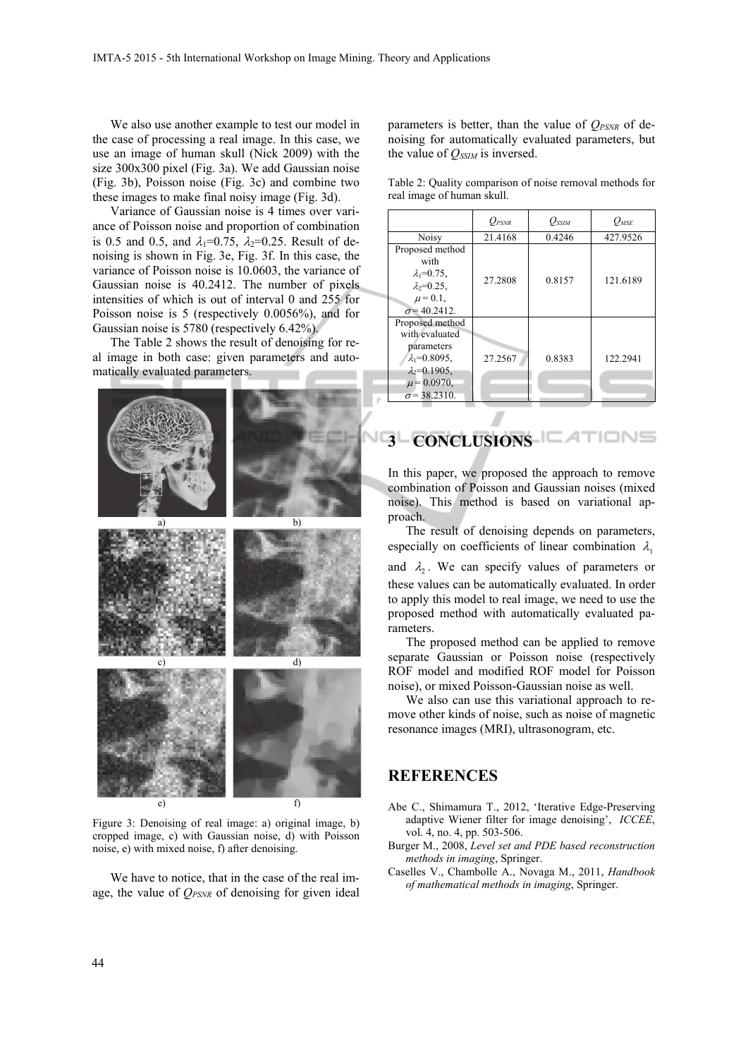We also use another example to test our model in the case of processing a real image. In this case, we use an image of human skull (Nick 2009) with the size 300x300 pixel (Fig. 3a). We add Gaussian noise (Fig. 3b), Poisson noise (Fig. 3c) and combine two these images to make final noisy image (Fig. 3d).

Variance of Gaussian noise is 4 times over variance of Poisson noise and proportion of combination is 0.5 and 0.5, and $\lambda_1$=0.75, $\lambda_2$=0.25. Result of denoising is shown in Fig. 3e, Fig. 3f. In this case, the variance of Poisson noise is 10.0603, the variance of Gaussian noise is 40.2412. The number of pixels intensities of which is out of interval 0 and 255 for Poisson noise is 5 (respectively 0.0056%), and for Gaussian noise is 5780 (respectively 6.42%).

The Table 2 shows the result of denoising for real image in both case: given parameters and automatically evaluated parameters.

Figure 3: Denoising of real image: a) original image, b) cropped image, c) with Gaussian noise, d) with Poisson noise, e) with mixed noise, f) after denoising.

We have to notice, that in the case of the real image, the value of $Q_{PSNR}$ of denoising for given ideal parameters is better, than the value of $Q_{PSNR}$ of denoising for automatically evaluated parameters, but the value of $Q_{SSIM}$ is inversed.

Table 2: Quality comparison of noise removal methods for real image of human skull.

| | $Q_{PSNR}$ | $Q_{SSIM}$ | $Q_{MSE}$ |
|---|---|---|---|
| Noisy | 21.4168 | 0.4246 | 427.9526 |
| Proposed method with $\lambda_1$=0.75, $\lambda_2$=0.25, $\mu$ = 0.1, $\sigma$ = 40.2412. | 27.2808 | 0.8157 | 121.6189 |
| Proposed method with evaluated parameters $\lambda_1$=0.8095, $\lambda_2$=0.1905, $\mu$ = 0.0970, $\sigma$ = 38.2310. | 27.2567 | 0.8383 | 122.2941 |

## 3 CONCLUSIONS

In this paper, we proposed the approach to remove combination of Poisson and Gaussian noises (mixed noise). This method is based on variational approach.

The result of denoising depends on parameters, especially on coefficients of linear combination $\lambda_1$ and $\lambda_2$. We can specify values of parameters or these values can be automatically evaluated. In order to apply this model to real image, we need to use the proposed method with automatically evaluated parameters.

The proposed method can be applied to remove separate Gaussian or Poisson noise (respectively ROF model and modified ROF model for Poisson noise), or mixed Poisson-Gaussian noise as well.

We also can use this variational approach to remove other kinds of noise, such as noise of magnetic resonance images (MRI), ultrasonogram, etc.

## REFERENCES

Abe C., Shimamura T., 2012, 'Iterative Edge-Preserving adaptive Wiener filter for image denoising', *ICCEE*, vol. 4, no. 4, pp. 503-506.

Burger M., 2008, *Level set and PDE based reconstruction methods in imaging*, Springer.

Caselles V., Chambolle A., Novaga M., 2011, *Handbook of mathematical methods in imaging*, Springer.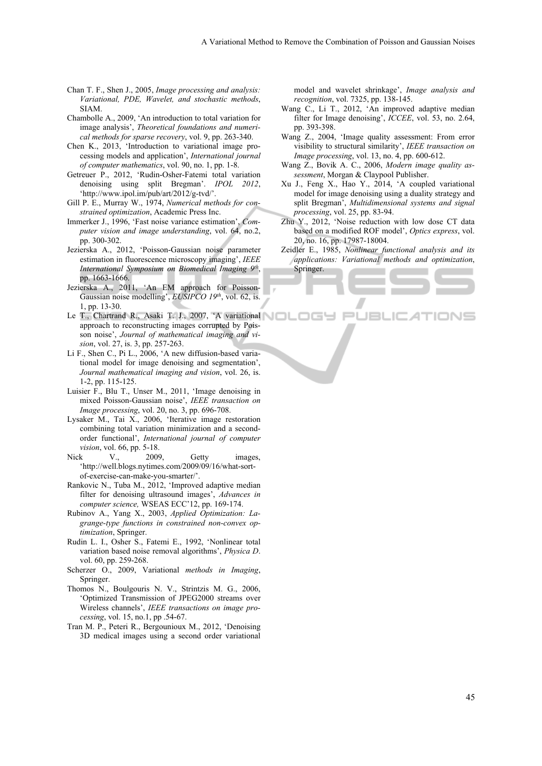Chan T. F., Shen J., 2005, *Image processing and analysis: Variational, PDE, Wavelet, and stochastic methods*, SIAM.

Chambolle A., 2009, 'An introduction to total variation for image analysis', *Theoretical foundations and numerical methods for sparse recovery*, vol. 9, pp. 263-340.

Chen K., 2013, 'Introduction to variational image processing models and application', *International journal of computer mathematics*, vol. 90, no. 1, pp. 1-8.

Getreuer P., 2012, 'Rudin-Osher-Fatemi total variation denoising using split Bregman'. *IPOL 2012*, 'http://www.ipol.im/pub/art/2012/g-tvd/'.

Gill P. E., Murray W., 1974, *Numerical methods for constrained optimization*, Academic Press Inc.

Immerker J., 1996, 'Fast noise variance estimation', *Computer vision and image understanding*, vol. 64, no.2, pp. 300-302.

Jezierska A., 2012, 'Poisson-Gaussian noise parameter estimation in fluorescence microscopy imaging', *IEEE International Symposium on Biomedical Imaging 9th*, pp. 1663-1666.

Jezierska A., 2011, 'An EM approach for Poisson-Gaussian noise modelling', *EUSIPCO 19th*, vol. 62, is. 1, pp. 13-30.

Le T., Chartrand R., Asaki T. J., 2007, 'A variational approach to reconstructing images corrupted by Poisson noise', *Journal of mathematical imaging and vision*, vol. 27, is. 3, pp. 257-263.

Li F., Shen C., Pi L., 2006, 'A new diffusion-based variational model for image denoising and segmentation', *Journal mathematical imaging and vision*, vol. 26, is. 1-2, pp. 115-125.

Luisier F., Blu T., Unser M., 2011, 'Image denoising in mixed Poisson-Gaussian noise', *IEEE transaction on Image processing*, vol. 20, no. 3, pp. 696-708.

Lysaker M., Tai X., 2006, 'Iterative image restoration combining total variation minimization and a second-order functional', *International journal of computer vision*, vol. 66, pp. 5-18.

Nick V., 2009, Getty images, 'http://well.blogs.nytimes.com/2009/09/16/what-sort-of-exercise-can-make-you-smarter/'.

Rankovic N., Tuba M., 2012, 'Improved adaptive median filter for denoising ultrasound images', *Advances in computer science,* WSEAS ECC'12, pp. 169-174.

Rubinov A., Yang X., 2003, *Applied Optimization: Lagrange-type functions in constrained non-convex optimization*, Springer.

Rudin L. I., Osher S., Fatemi E., 1992, 'Nonlinear total variation based noise removal algorithms', *Physica D*. vol. 60, pp. 259-268.

Scherzer O., 2009, Variational *methods in Imaging*, Springer.

Thomos N., Boulgouris N. V., Strintzis M. G., 2006, 'Optimized Transmission of JPEG2000 streams over Wireless channels', *IEEE transactions on image processing*, vol. 15, no.1, pp .54-67.

Tran M. P., Peteri R., Bergounioux M., 2012, 'Denoising 3D medical images using a second order variational model and wavelet shrinkage', *Image analysis and recognition*, vol. 7325, pp. 138-145.

Wang C., Li T., 2012, 'An improved adaptive median filter for Image denoising', *ICCEE*, vol. 53, no. 2.64, pp. 393-398.

Wang Z., 2004, 'Image quality assessment: From error visibility to structural similarity', *IEEE transaction on Image processing*, vol. 13, no. 4, pp. 600-612.

Wang Z., Bovik A. C., 2006, *Modern image quality assessment*, Morgan & Claypool Publisher.

Xu J., Feng X., Hao Y., 2014, 'A coupled variational model for image denoising using a duality strategy and split Bregman', *Multidimensional systems and signal processing*, vol. 25, pp. 83-94.

Zhu Y., 2012, 'Noise reduction with low dose CT data based on a modified ROF model', *Optics express*, vol. 20, no. 16, pp. 17987-18004.

Zeidler E., 1985, *Nonlinear functional analysis and its applications: Variational methods and optimization*, Springer.